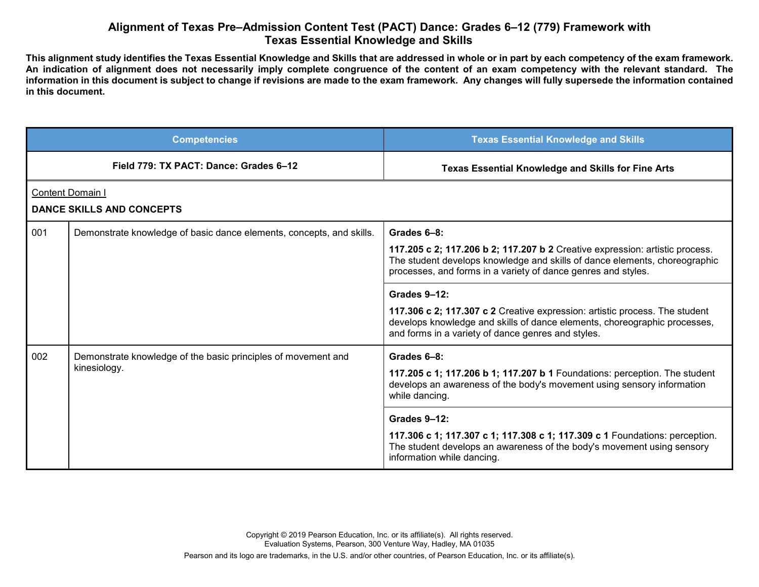# Alignment of Texas Pre–Admission Content Test (PACT) Dance: Grades 6–12 (779) Framework with Texas Essential Knowledge and Skills

**This alignment study identifies the Texas Essential Knowledge and Skills that are addressed in whole or in part by each competency of the exam framework. An indication of alignment does not necessarily imply complete congruence of the content of an exam competency with the relevant standard. The information in this document is subject to change if revisions are made to the exam framework. Any changes will fully supersede the information contained in this document.**

| Competencies | | Texas Essential Knowledge and Skills |
|---|---|---|
| **Field 779: TX PACT: Dance: Grades 6–12** | | **Texas Essential Knowledge and Skills for Fine Arts** |
| Content Domain I<br>**DANCE SKILLS AND CONCEPTS** | | |
| 001 | Demonstrate knowledge of basic dance elements, concepts, and skills. | **Grades 6–8:**<br>**117.205 c 2; 117.206 b 2; 117.207 b 2** Creative expression: artistic process. The student develops knowledge and skills of dance elements, choreographic processes, and forms in a variety of dance genres and styles. |
| | | **Grades 9–12:**<br>**117.306 c 2; 117.307 c 2** Creative expression: artistic process. The student develops knowledge and skills of dance elements, choreographic processes, and forms in a variety of dance genres and styles. |
| 002 | Demonstrate knowledge of the basic principles of movement and kinesiology. | **Grades 6–8:**<br>**117.205 c 1; 117.206 b 1; 117.207 b 1** Foundations: perception. The student develops an awareness of the body's movement using sensory information while dancing. |
| | | **Grades 9–12:**<br>**117.306 c 1; 117.307 c 1; 117.308 c 1; 117.309 c 1** Foundations: perception. The student develops an awareness of the body's movement using sensory information while dancing. |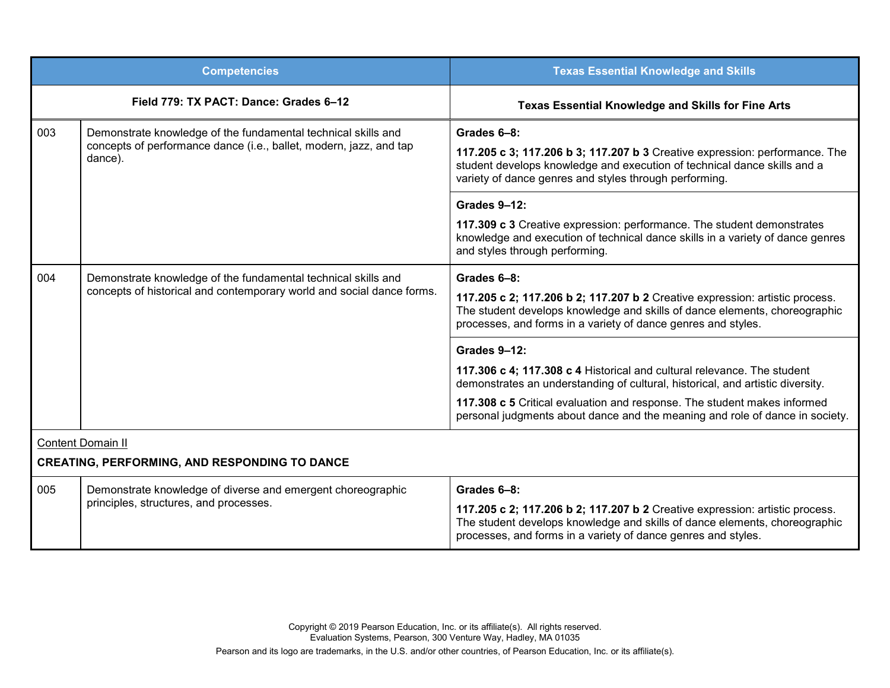| Competencies | | Texas Essential Knowledge and Skills |
|---|---|---|
| **Field 779: TX PACT: Dance: Grades 6–12** | | **Texas Essential Knowledge and Skills for Fine Arts** |
| 003 | Demonstrate knowledge of the fundamental technical skills and concepts of performance dance (i.e., ballet, modern, jazz, and tap dance). | **Grades 6–8:**<br><br>**117.205 c 3; 117.206 b 3; 117.207 b 3** Creative expression: performance. The student develops knowledge and execution of technical dance skills and a variety of dance genres and styles through performing. |
| | | **Grades 9–12:**<br><br>**117.309 c 3** Creative expression: performance. The student demonstrates knowledge and execution of technical dance skills in a variety of dance genres and styles through performing. |
| 004 | Demonstrate knowledge of the fundamental technical skills and concepts of historical and contemporary world and social dance forms. | **Grades 6–8:**<br><br>**117.205 c 2; 117.206 b 2; 117.207 b 2** Creative expression: artistic process. The student develops knowledge and skills of dance elements, choreographic processes, and forms in a variety of dance genres and styles. |
| | | **Grades 9–12:**<br><br>**117.306 c 4; 117.308 c 4** Historical and cultural relevance. The student demonstrates an understanding of cultural, historical, and artistic diversity.<br><br>**117.308 c 5** Critical evaluation and response. The student makes informed personal judgments about dance and the meaning and role of dance in society. |
| Content Domain II<br><br>**CREATING, PERFORMING, AND RESPONDING TO DANCE** | | |
| 005 | Demonstrate knowledge of diverse and emergent choreographic principles, structures, and processes. | **Grades 6–8:**<br><br>**117.205 c 2; 117.206 b 2; 117.207 b 2** Creative expression: artistic process. The student develops knowledge and skills of dance elements, choreographic processes, and forms in a variety of dance genres and styles. |

Copyright © 2019 Pearson Education, Inc. or its affiliate(s). All rights reserved.
Evaluation Systems, Pearson, 300 Venture Way, Hadley, MA 01035

Pearson and its logo are trademarks, in the U.S. and/or other countries, of Pearson Education, Inc. or its affiliate(s).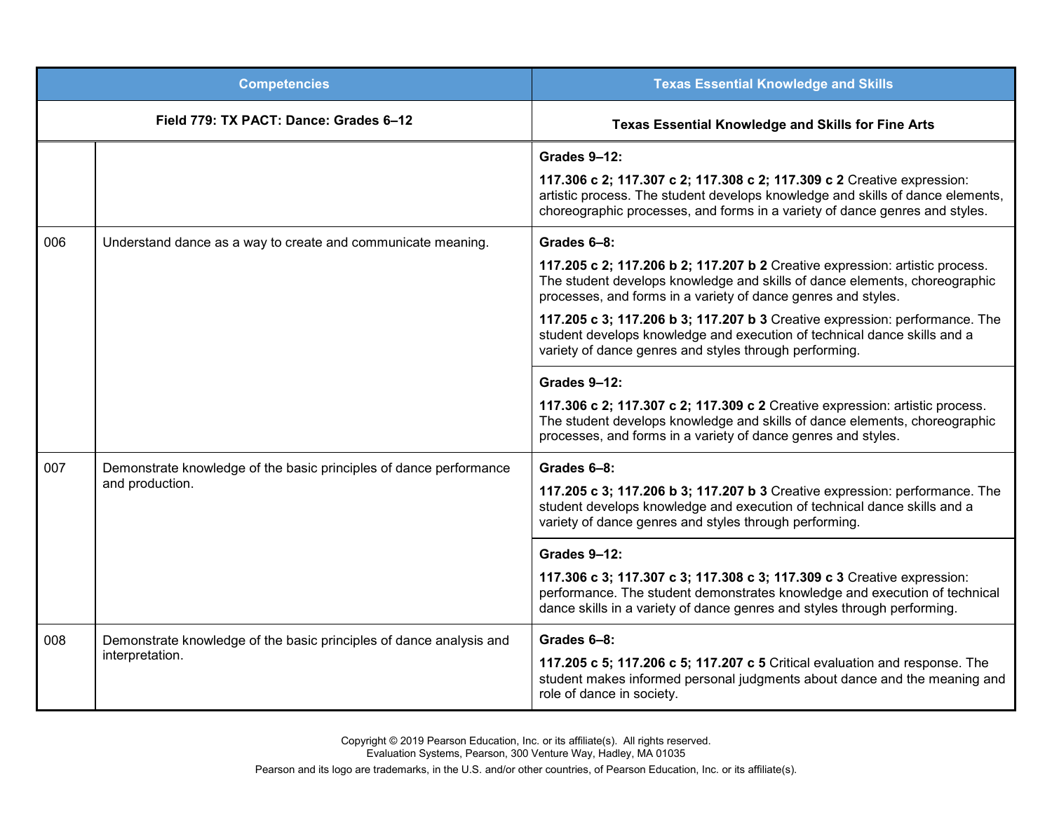| Competencies | | Texas Essential Knowledge and Skills |
|---|---|---|
| **Field 779: TX PACT: Dance: Grades 6–12** | | **Texas Essential Knowledge and Skills for Fine Arts** |
| | | **Grades 9–12:**<br>**117.306 c 2; 117.307 c 2; 117.308 c 2; 117.309 c 2** Creative expression: artistic process. The student develops knowledge and skills of dance elements, choreographic processes, and forms in a variety of dance genres and styles. |
| 006 | Understand dance as a way to create and communicate meaning. | **Grades 6–8:**<br>**117.205 c 2; 117.206 b 2; 117.207 b 2** Creative expression: artistic process. The student develops knowledge and skills of dance elements, choreographic processes, and forms in a variety of dance genres and styles.<br>**117.205 c 3; 117.206 b 3; 117.207 b 3** Creative expression: performance. The student develops knowledge and execution of technical dance skills and a variety of dance genres and styles through performing. |
| | | **Grades 9–12:**<br>**117.306 c 2; 117.307 c 2; 117.309 c 2** Creative expression: artistic process. The student develops knowledge and skills of dance elements, choreographic processes, and forms in a variety of dance genres and styles. |
| 007 | Demonstrate knowledge of the basic principles of dance performance and production. | **Grades 6–8:**<br>**117.205 c 3; 117.206 b 3; 117.207 b 3** Creative expression: performance. The student develops knowledge and execution of technical dance skills and a variety of dance genres and styles through performing. |
| | | **Grades 9–12:**<br>**117.306 c 3; 117.307 c 3; 117.308 c 3; 117.309 c 3** Creative expression: performance. The student demonstrates knowledge and execution of technical dance skills in a variety of dance genres and styles through performing. |
| 008 | Demonstrate knowledge of the basic principles of dance analysis and interpretation. | **Grades 6–8:**<br>**117.205 c 5; 117.206 c 5; 117.207 c 5** Critical evaluation and response. The student makes informed personal judgments about dance and the meaning and role of dance in society. |

Copyright © 2019 Pearson Education, Inc. or its affiliate(s). All rights reserved.
Evaluation Systems, Pearson, 300 Venture Way, Hadley, MA 01035

Pearson and its logo are trademarks, in the U.S. and/or other countries, of Pearson Education, Inc. or its affiliate(s).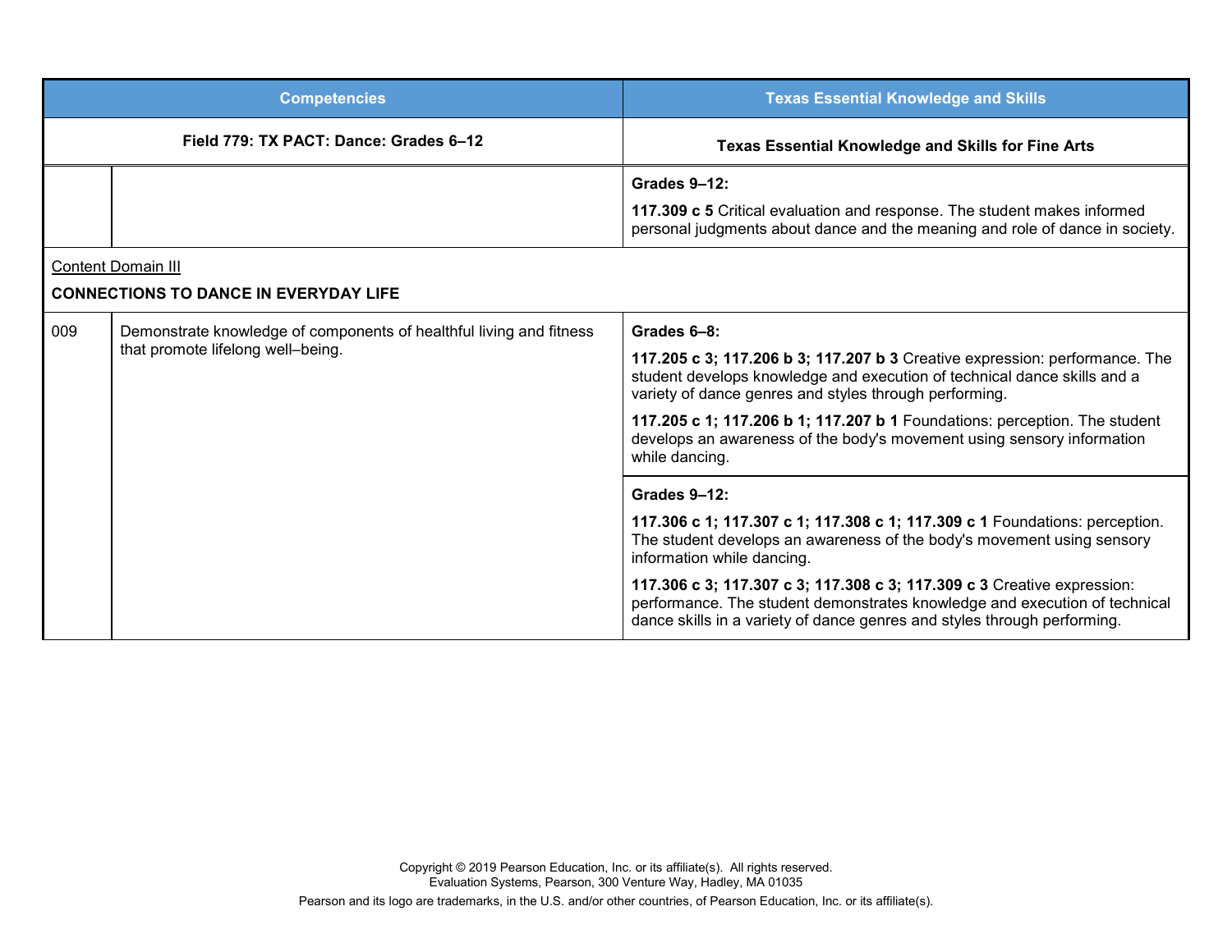| Competencies | | Texas Essential Knowledge and Skills |
|---|---|---|
| **Field 779: TX PACT: Dance: Grades 6–12** | | **Texas Essential Knowledge and Skills for Fine Arts** |
| | | **Grades 9–12:**<br><br>**117.309 c 5** Critical evaluation and response. The student makes informed personal judgments about dance and the meaning and role of dance in society. |
| Content Domain III<br><br>**CONNECTIONS TO DANCE IN EVERYDAY LIFE** | | |
| 009 | Demonstrate knowledge of components of healthful living and fitness that promote lifelong well–being. | **Grades 6–8:**<br><br>**117.205 c 3; 117.206 b 3; 117.207 b 3** Creative expression: performance. The student develops knowledge and execution of technical dance skills and a variety of dance genres and styles through performing.<br><br>**117.205 c 1; 117.206 b 1; 117.207 b 1** Foundations: perception. The student develops an awareness of the body's movement using sensory information while dancing. |
| | | **Grades 9–12:**<br><br>**117.306 c 1; 117.307 c 1; 117.308 c 1; 117.309 c 1** Foundations: perception. The student develops an awareness of the body's movement using sensory information while dancing.<br><br>**117.306 c 3; 117.307 c 3; 117.308 c 3; 117.309 c 3** Creative expression: performance. The student demonstrates knowledge and execution of technical dance skills in a variety of dance genres and styles through performing. |

Copyright © 2019 Pearson Education, Inc. or its affiliate(s). All rights reserved.
Evaluation Systems, Pearson, 300 Venture Way, Hadley, MA 01035

Pearson and its logo are trademarks, in the U.S. and/or other countries, of Pearson Education, Inc. or its affiliate(s).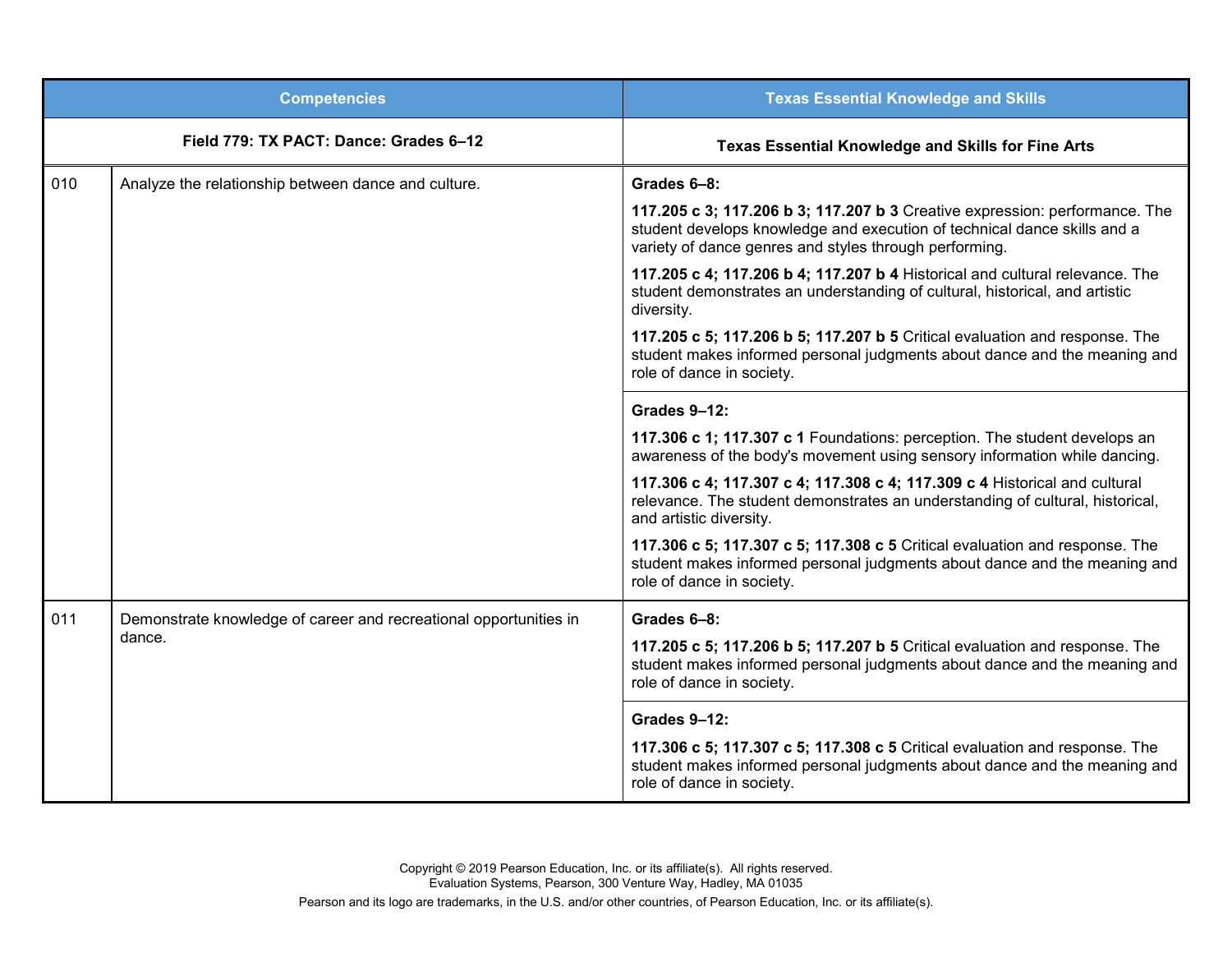| Competencies | | Texas Essential Knowledge and Skills |
|---|---|---|
| **Field 779: TX PACT: Dance: Grades 6–12** | | **Texas Essential Knowledge and Skills for Fine Arts** |
| 010 | Analyze the relationship between dance and culture. | **Grades 6–8:**<br><br>**117.205 c 3; 117.206 b 3; 117.207 b 3** Creative expression: performance. The student develops knowledge and execution of technical dance skills and a variety of dance genres and styles through performing.<br><br>**117.205 c 4; 117.206 b 4; 117.207 b 4** Historical and cultural relevance. The student demonstrates an understanding of cultural, historical, and artistic diversity.<br><br>**117.205 c 5; 117.206 b 5; 117.207 b 5** Critical evaluation and response. The student makes informed personal judgments about dance and the meaning and role of dance in society. |
| | | **Grades 9–12:**<br><br>**117.306 c 1; 117.307 c 1** Foundations: perception. The student develops an awareness of the body's movement using sensory information while dancing.<br><br>**117.306 c 4; 117.307 c 4; 117.308 c 4; 117.309 c 4** Historical and cultural relevance. The student demonstrates an understanding of cultural, historical, and artistic diversity.<br><br>**117.306 c 5; 117.307 c 5; 117.308 c 5** Critical evaluation and response. The student makes informed personal judgments about dance and the meaning and role of dance in society. |
| 011 | Demonstrate knowledge of career and recreational opportunities in dance. | **Grades 6–8:**<br><br>**117.205 c 5; 117.206 b 5; 117.207 b 5** Critical evaluation and response. The student makes informed personal judgments about dance and the meaning and role of dance in society. |
| | | **Grades 9–12:**<br><br>**117.306 c 5; 117.307 c 5; 117.308 c 5** Critical evaluation and response. The student makes informed personal judgments about dance and the meaning and role of dance in society. |

Copyright © 2019 Pearson Education, Inc. or its affiliate(s). All rights reserved.
Evaluation Systems, Pearson, 300 Venture Way, Hadley, MA 01035

Pearson and its logo are trademarks, in the U.S. and/or other countries, of Pearson Education, Inc. or its affiliate(s).